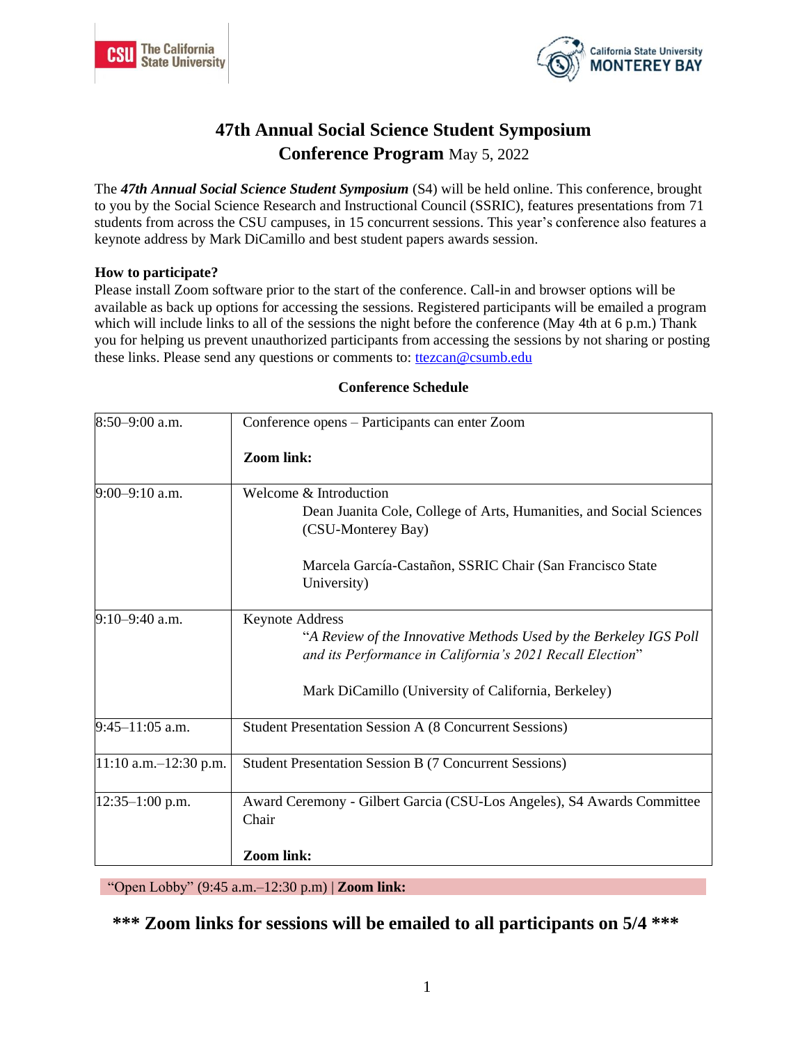# 47th Annual Social Science Student Symposium

## Conference Program May 5, 2022

The ***47th Annual Social Science Student Symposium*** (S4) will be held online. This conference, brought to you by the Social Science Research and Instructional Council (SSRIC), features presentations from 71 students from across the CSU campuses, in 15 concurrent sessions. This year's conference also features a keynote address by Mark DiCamillo and best student papers awards session.

**How to participate?**

Please install Zoom software prior to the start of the conference. Call-in and browser options will be available as back up options for accessing the sessions. Registered participants will be emailed a program which will include links to all of the sessions the night before the conference (May 4th at 6 p.m.) Thank you for helping us prevent unauthorized participants from accessing the sessions by not sharing or posting these links. Please send any questions or comments to: ttezcan@csumb.edu

### Conference Schedule

| | |
|---|---|
| 8:50–9:00 a.m. | Conference opens – Participants can enter Zoom<br><br>**Zoom link:** |
| 9:00–9:10 a.m. | Welcome & Introduction<br>Dean Juanita Cole, College of Arts, Humanities, and Social Sciences (CSU-Monterey Bay)<br><br>Marcela García-Castañon, SSRIC Chair (San Francisco State University) |
| 9:10–9:40 a.m. | Keynote Address<br>"*A Review of the Innovative Methods Used by the Berkeley IGS Poll and its Performance in California's 2021 Recall Election*"<br><br>Mark DiCamillo (University of California, Berkeley) |
| 9:45–11:05 a.m. | Student Presentation Session A (8 Concurrent Sessions) |
| 11:10 a.m.–12:30 p.m. | Student Presentation Session B (7 Concurrent Sessions) |
| 12:35–1:00 p.m. | Award Ceremony - Gilbert Garcia (CSU-Los Angeles), S4 Awards Committee Chair<br><br>**Zoom link:** |

"Open Lobby" (9:45 a.m.–12:30 p.m) | **Zoom link:**

**\*\*\* Zoom links for sessions will be emailed to all participants on 5/4 \*\*\***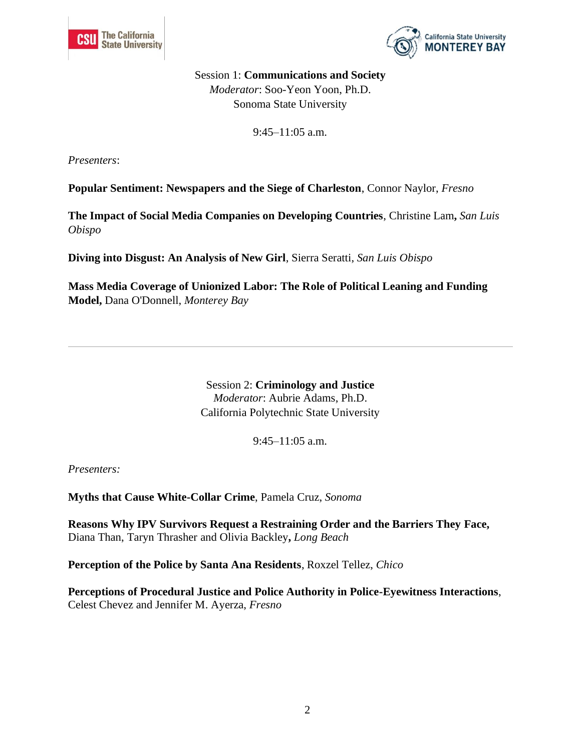Session 1: **Communications and Society**
*Moderator*: Soo-Yeon Yoon, Ph.D.
Sonoma State University

9:45–11:05 a.m.

*Presenters*:

**Popular Sentiment: Newspapers and the Siege of Charleston**, Connor Naylor, *Fresno*

**The Impact of Social Media Companies on Developing Countries**, Christine Lam**,** *San Luis Obispo*

**Diving into Disgust: An Analysis of New Girl**, Sierra Seratti, *San Luis Obispo*

**Mass Media Coverage of Unionized Labor: The Role of Political Leaning and Funding Model,** Dana O'Donnell, *Monterey Bay*

---

Session 2: **Criminology and Justice**
*Moderator*: Aubrie Adams, Ph.D.
California Polytechnic State University

9:45–11:05 a.m.

*Presenters:*

**Myths that Cause White-Collar Crime**, Pamela Cruz, *Sonoma*

**Reasons Why IPV Survivors Request a Restraining Order and the Barriers They Face,** Diana Than, Taryn Thrasher and Olivia Backley**,** *Long Beach*

**Perception of the Police by Santa Ana Residents**, Roxzel Tellez, *Chico*

**Perceptions of Procedural Justice and Police Authority in Police-Eyewitness Interactions**, Celest Chevez and Jennifer M. Ayerza, *Fresno*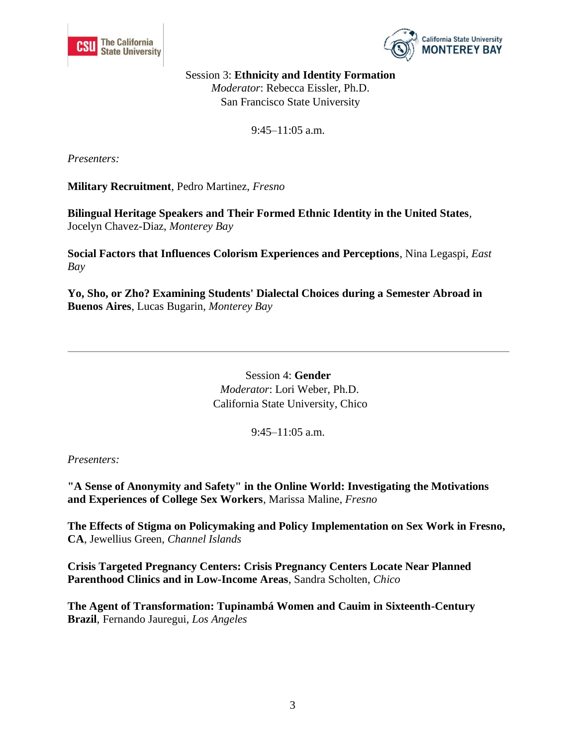Session 3: **Ethnicity and Identity Formation**
*Moderator*: Rebecca Eissler, Ph.D.
San Francisco State University

9:45–11:05 a.m.

*Presenters:*

**Military Recruitment**, Pedro Martinez, *Fresno*

**Bilingual Heritage Speakers and Their Formed Ethnic Identity in the United States**, Jocelyn Chavez-Diaz, *Monterey Bay*

**Social Factors that Influences Colorism Experiences and Perceptions**, Nina Legaspi, *East Bay*

**Yo, Sho, or Zho? Examining Students' Dialectal Choices during a Semester Abroad in Buenos Aires**, Lucas Bugarin, *Monterey Bay*

---

Session 4: **Gender**
*Moderator*: Lori Weber, Ph.D.
California State University, Chico

9:45–11:05 a.m.

*Presenters:*

**"A Sense of Anonymity and Safety" in the Online World: Investigating the Motivations and Experiences of College Sex Workers**, Marissa Maline, *Fresno*

**The Effects of Stigma on Policymaking and Policy Implementation on Sex Work in Fresno, CA**, Jewellius Green, *Channel Islands*

**Crisis Targeted Pregnancy Centers: Crisis Pregnancy Centers Locate Near Planned Parenthood Clinics and in Low-Income Areas**, Sandra Scholten, *Chico*

**The Agent of Transformation: Tupinambá Women and Cauim in Sixteenth-Century Brazil**, Fernando Jauregui, *Los Angeles*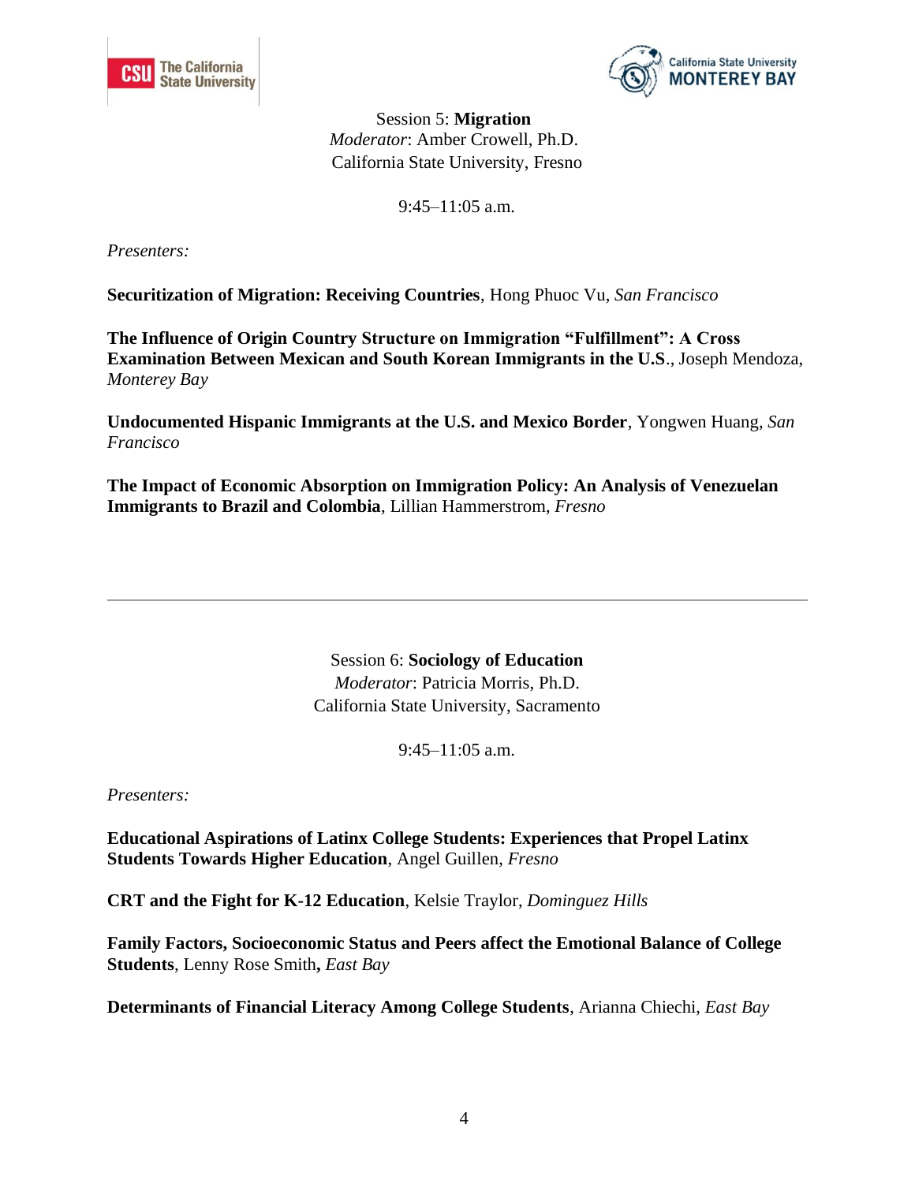## Session 5: **Migration**

*Moderator*: Amber Crowell, Ph.D.
California State University, Fresno

9:45–11:05 a.m.

*Presenters:*

**Securitization of Migration: Receiving Countries**, Hong Phuoc Vu, *San Francisco*

**The Influence of Origin Country Structure on Immigration "Fulfillment": A Cross Examination Between Mexican and South Korean Immigrants in the U.S**., Joseph Mendoza, *Monterey Bay*

**Undocumented Hispanic Immigrants at the U.S. and Mexico Border**, Yongwen Huang, *San Francisco*

**The Impact of Economic Absorption on Immigration Policy: An Analysis of Venezuelan Immigrants to Brazil and Colombia**, Lillian Hammerstrom, *Fresno*

---

## Session 6: **Sociology of Education**

*Moderator*: Patricia Morris, Ph.D.
California State University, Sacramento

9:45–11:05 a.m.

*Presenters:*

**Educational Aspirations of Latinx College Students: Experiences that Propel Latinx Students Towards Higher Education**, Angel Guillen, *Fresno*

**CRT and the Fight for K-12 Education**, Kelsie Traylor, *Dominguez Hills*

**Family Factors, Socioeconomic Status and Peers affect the Emotional Balance of College Students**, Lenny Rose Smith**,** *East Bay*

**Determinants of Financial Literacy Among College Students**, Arianna Chiechi, *East Bay*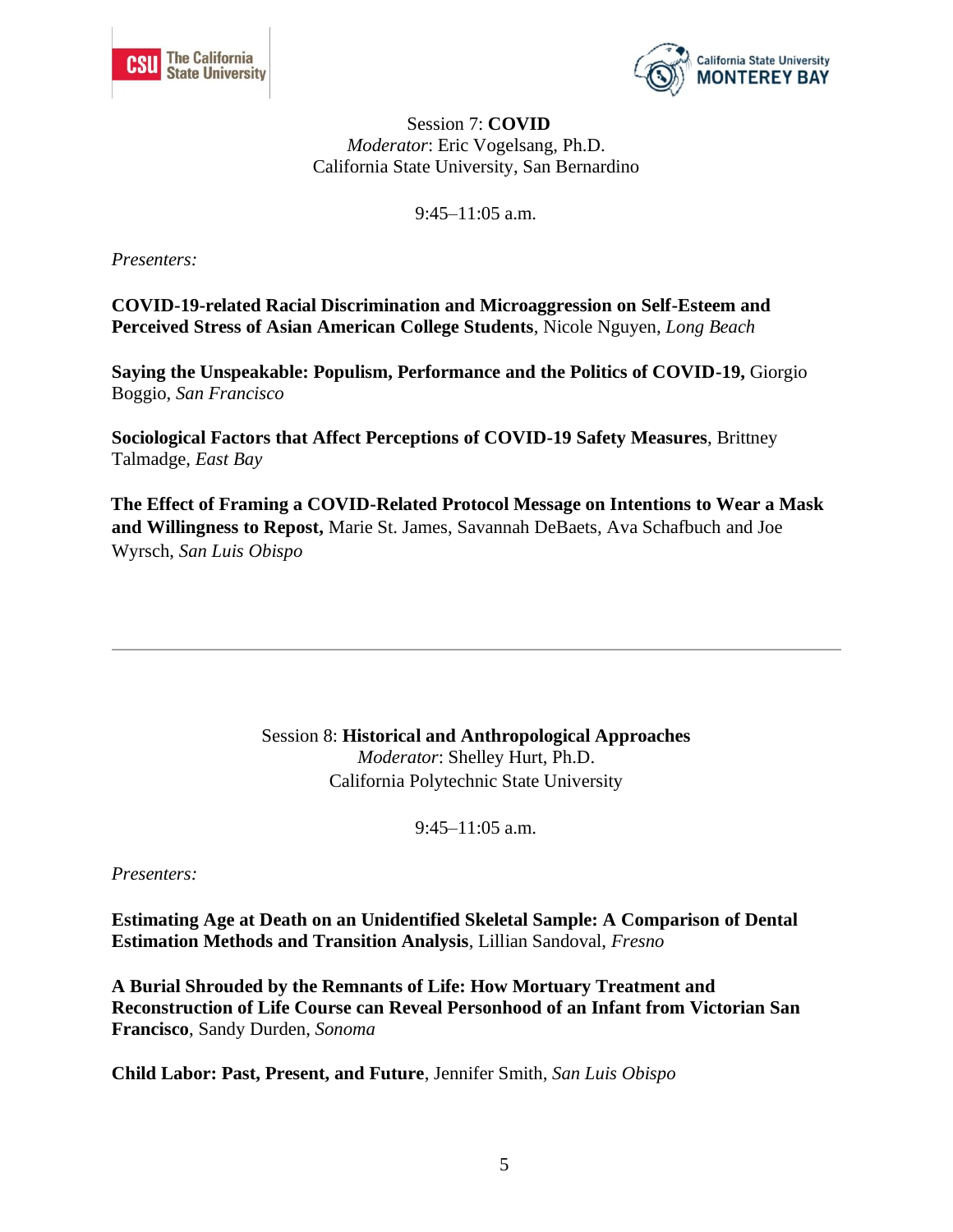Session 7: **COVID**
*Moderator*: Eric Vogelsang, Ph.D.
California State University, San Bernardino

9:45–11:05 a.m.

*Presenters:*

**COVID-19-related Racial Discrimination and Microaggression on Self-Esteem and Perceived Stress of Asian American College Students**, Nicole Nguyen, *Long Beach*

**Saying the Unspeakable: Populism, Performance and the Politics of COVID-19,** Giorgio Boggio, *San Francisco*

**Sociological Factors that Affect Perceptions of COVID-19 Safety Measures**, Brittney Talmadge, *East Bay*

**The Effect of Framing a COVID-Related Protocol Message on Intentions to Wear a Mask and Willingness to Repost,** Marie St. James, Savannah DeBaets, Ava Schafbuch and Joe Wyrsch, *San Luis Obispo*

---

Session 8: **Historical and Anthropological Approaches**
*Moderator*: Shelley Hurt, Ph.D.
California Polytechnic State University

9:45–11:05 a.m.

*Presenters:*

**Estimating Age at Death on an Unidentified Skeletal Sample: A Comparison of Dental Estimation Methods and Transition Analysis**, Lillian Sandoval, *Fresno*

**A Burial Shrouded by the Remnants of Life: How Mortuary Treatment and Reconstruction of Life Course can Reveal Personhood of an Infant from Victorian San Francisco**, Sandy Durden, *Sonoma*

**Child Labor: Past, Present, and Future**, Jennifer Smith, *San Luis Obispo*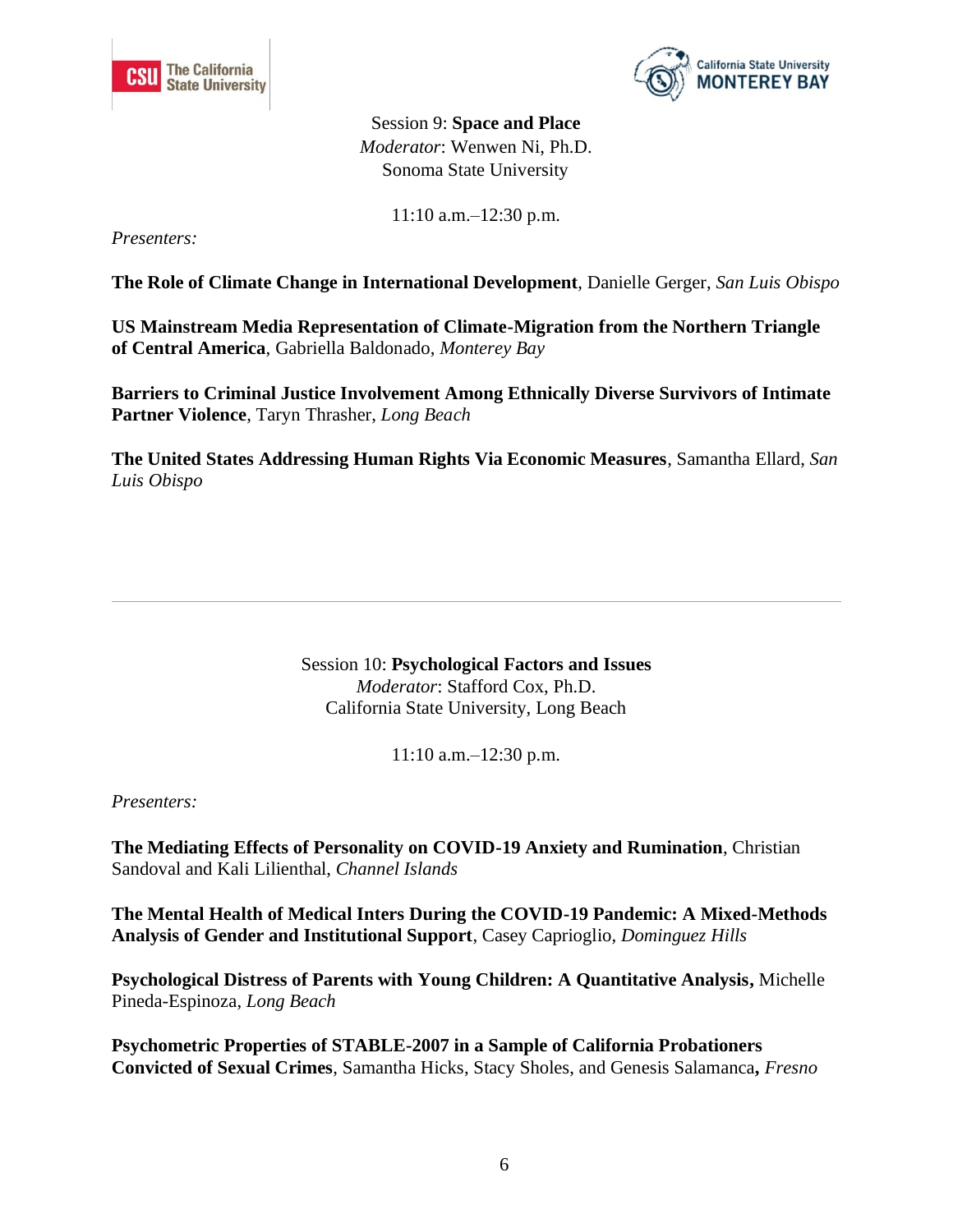Session 9: **Space and Place**
*Moderator*: Wenwen Ni, Ph.D.
Sonoma State University

11:10 a.m.–12:30 p.m.

*Presenters:*

**The Role of Climate Change in International Development**, Danielle Gerger, *San Luis Obispo*

**US Mainstream Media Representation of Climate-Migration from the Northern Triangle of Central America**, Gabriella Baldonado, *Monterey Bay*

**Barriers to Criminal Justice Involvement Among Ethnically Diverse Survivors of Intimate Partner Violence**, Taryn Thrasher, *Long Beach*

**The United States Addressing Human Rights Via Economic Measures**, Samantha Ellard, *San Luis Obispo*

---

Session 10: **Psychological Factors and Issues**
*Moderator*: Stafford Cox, Ph.D.
California State University, Long Beach

11:10 a.m.–12:30 p.m.

*Presenters:*

**The Mediating Effects of Personality on COVID-19 Anxiety and Rumination**, Christian Sandoval and Kali Lilienthal, *Channel Islands*

**The Mental Health of Medical Inters During the COVID-19 Pandemic: A Mixed-Methods Analysis of Gender and Institutional Support**, Casey Caprioglio, *Dominguez Hills*

**Psychological Distress of Parents with Young Children: A Quantitative Analysis,** Michelle Pineda-Espinoza, *Long Beach*

**Psychometric Properties of STABLE-2007 in a Sample of California Probationers Convicted of Sexual Crimes**, Samantha Hicks, Stacy Sholes, and Genesis Salamanca**,** *Fresno*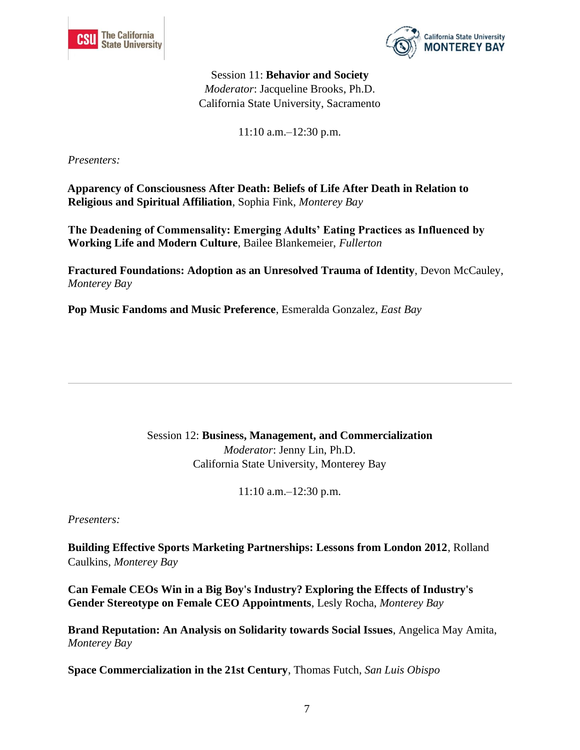Session 11: **Behavior and Society**
*Moderator*: Jacqueline Brooks, Ph.D.
California State University, Sacramento

11:10 a.m.–12:30 p.m.

*Presenters:*

**Apparency of Consciousness After Death: Beliefs of Life After Death in Relation to Religious and Spiritual Affiliation**, Sophia Fink, *Monterey Bay*

**The Deadening of Commensality: Emerging Adults' Eating Practices as Influenced by Working Life and Modern Culture**, Bailee Blankemeier, *Fullerton*

**Fractured Foundations: Adoption as an Unresolved Trauma of Identity**, Devon McCauley, *Monterey Bay*

**Pop Music Fandoms and Music Preference**, Esmeralda Gonzalez, *East Bay*

---

Session 12: **Business, Management, and Commercialization**
*Moderator*: Jenny Lin, Ph.D.
California State University, Monterey Bay

11:10 a.m.–12:30 p.m.

*Presenters:*

**Building Effective Sports Marketing Partnerships: Lessons from London 2012**, Rolland Caulkins, *Monterey Bay*

**Can Female CEOs Win in a Big Boy's Industry? Exploring the Effects of Industry's Gender Stereotype on Female CEO Appointments**, Lesly Rocha, *Monterey Bay*

**Brand Reputation: An Analysis on Solidarity towards Social Issues**, Angelica May Amita, *Monterey Bay*

**Space Commercialization in the 21st Century**, Thomas Futch, *San Luis Obispo*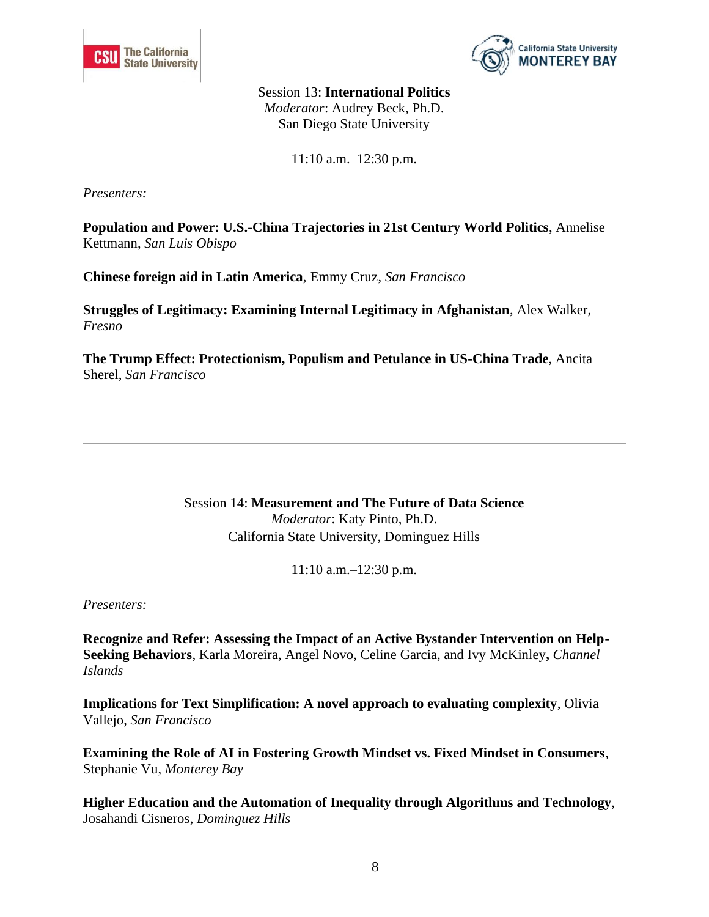Session 13: **International Politics**
*Moderator*: Audrey Beck, Ph.D.
San Diego State University

11:10 a.m.–12:30 p.m.

*Presenters:*

**Population and Power: U.S.-China Trajectories in 21st Century World Politics**, Annelise Kettmann, *San Luis Obispo*

**Chinese foreign aid in Latin America**, Emmy Cruz, *San Francisco*

**Struggles of Legitimacy: Examining Internal Legitimacy in Afghanistan**, Alex Walker, *Fresno*

**The Trump Effect: Protectionism, Populism and Petulance in US-China Trade**, Ancita Sherel, *San Francisco*

---

Session 14: **Measurement and The Future of Data Science**
*Moderator*: Katy Pinto, Ph.D.
California State University, Dominguez Hills

11:10 a.m.–12:30 p.m.

*Presenters:*

**Recognize and Refer: Assessing the Impact of an Active Bystander Intervention on Help-Seeking Behaviors**, Karla Moreira, Angel Novo, Celine Garcia, and Ivy McKinley**,** *Channel Islands*

**Implications for Text Simplification: A novel approach to evaluating complexity**, Olivia Vallejo, *San Francisco*

**Examining the Role of AI in Fostering Growth Mindset vs. Fixed Mindset in Consumers**, Stephanie Vu, *Monterey Bay*

**Higher Education and the Automation of Inequality through Algorithms and Technology**, Josahandi Cisneros, *Dominguez Hills*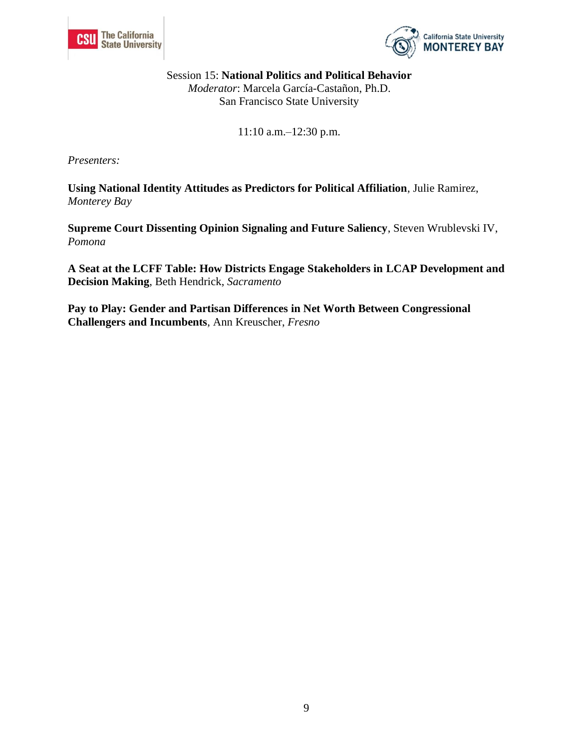Session 15: **National Politics and Political Behavior**
*Moderator*: Marcela García-Castañon, Ph.D.
San Francisco State University

11:10 a.m.–12:30 p.m.

*Presenters:*

**Using National Identity Attitudes as Predictors for Political Affiliation**, Julie Ramirez, *Monterey Bay*

**Supreme Court Dissenting Opinion Signaling and Future Saliency**, Steven Wrublevski IV, *Pomona*

**A Seat at the LCFF Table: How Districts Engage Stakeholders in LCAP Development and Decision Making**, Beth Hendrick, *Sacramento*

**Pay to Play: Gender and Partisan Differences in Net Worth Between Congressional Challengers and Incumbents**, Ann Kreuscher, *Fresno*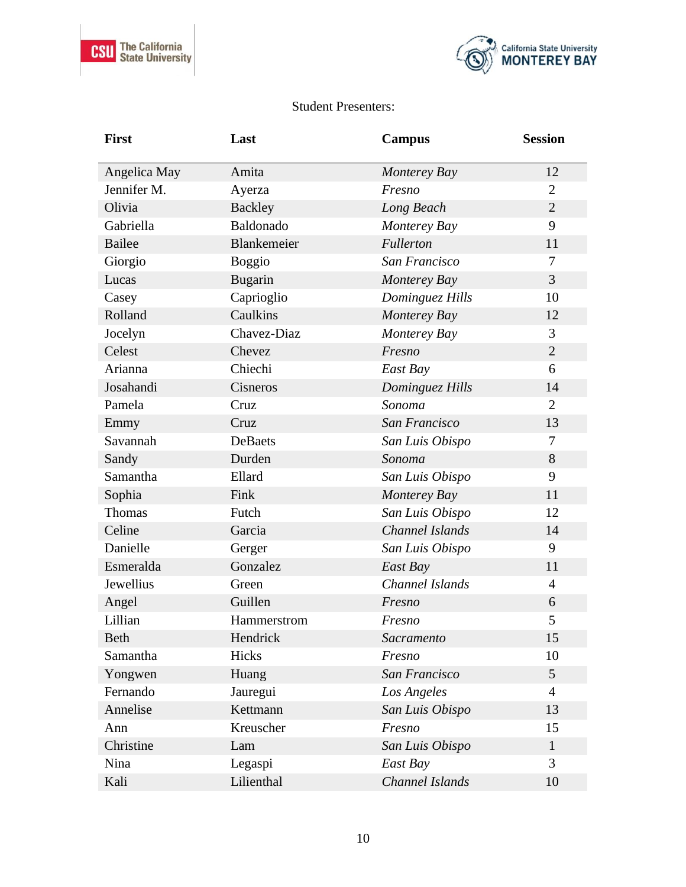Student Presenters:

| First | Last | Campus | Session |
|---|---|---|---|
| Angelica May | Amita | *Monterey Bay* | 12 |
| Jennifer M. | Ayerza | *Fresno* | 2 |
| Olivia | Backley | *Long Beach* | 2 |
| Gabriella | Baldonado | *Monterey Bay* | 9 |
| Bailee | Blankemeier | *Fullerton* | 11 |
| Giorgio | Boggio | *San Francisco* | 7 |
| Lucas | Bugarin | *Monterey Bay* | 3 |
| Casey | Caprioglio | *Dominguez Hills* | 10 |
| Rolland | Caulkins | *Monterey Bay* | 12 |
| Jocelyn | Chavez-Diaz | *Monterey Bay* | 3 |
| Celest | Chevez | *Fresno* | 2 |
| Arianna | Chiechi | *East Bay* | 6 |
| Josahandi | Cisneros | *Dominguez Hills* | 14 |
| Pamela | Cruz | *Sonoma* | 2 |
| Emmy | Cruz | *San Francisco* | 13 |
| Savannah | DeBaets | *San Luis Obispo* | 7 |
| Sandy | Durden | *Sonoma* | 8 |
| Samantha | Ellard | *San Luis Obispo* | 9 |
| Sophia | Fink | *Monterey Bay* | 11 |
| Thomas | Futch | *San Luis Obispo* | 12 |
| Celine | Garcia | *Channel Islands* | 14 |
| Danielle | Gerger | *San Luis Obispo* | 9 |
| Esmeralda | Gonzalez | *East Bay* | 11 |
| Jewellius | Green | *Channel Islands* | 4 |
| Angel | Guillen | *Fresno* | 6 |
| Lillian | Hammerstrom | *Fresno* | 5 |
| Beth | Hendrick | *Sacramento* | 15 |
| Samantha | Hicks | *Fresno* | 10 |
| Yongwen | Huang | *San Francisco* | 5 |
| Fernando | Jauregui | *Los Angeles* | 4 |
| Annelise | Kettmann | *San Luis Obispo* | 13 |
| Ann | Kreuscher | *Fresno* | 15 |
| Christine | Lam | *San Luis Obispo* | 1 |
| Nina | Legaspi | *East Bay* | 3 |
| Kali | Lilienthal | *Channel Islands* | 10 |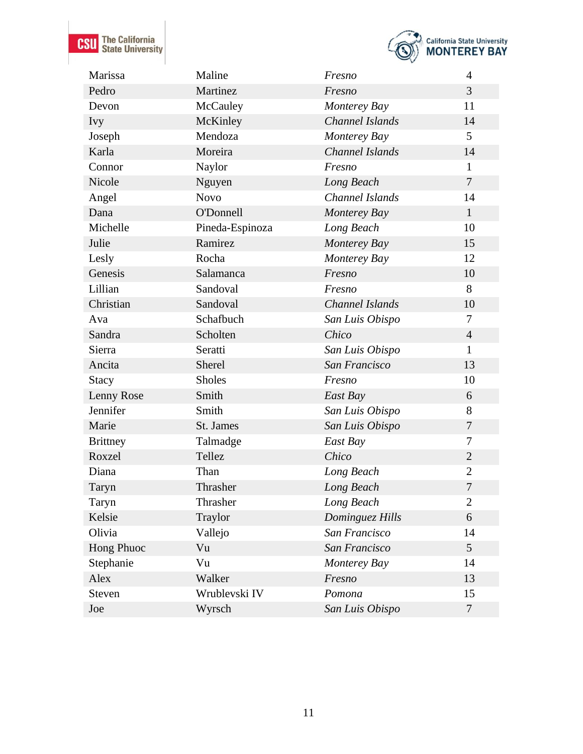| | | | |
|---|---|---|---|
| Marissa | Maline | *Fresno* | 4 |
| Pedro | Martinez | *Fresno* | 3 |
| Devon | McCauley | *Monterey Bay* | 11 |
| Ivy | McKinley | *Channel Islands* | 14 |
| Joseph | Mendoza | *Monterey Bay* | 5 |
| Karla | Moreira | *Channel Islands* | 14 |
| Connor | Naylor | *Fresno* | 1 |
| Nicole | Nguyen | *Long Beach* | 7 |
| Angel | Novo | *Channel Islands* | 14 |
| Dana | O'Donnell | *Monterey Bay* | 1 |
| Michelle | Pineda-Espinoza | *Long Beach* | 10 |
| Julie | Ramirez | *Monterey Bay* | 15 |
| Lesly | Rocha | *Monterey Bay* | 12 |
| Genesis | Salamanca | *Fresno* | 10 |
| Lillian | Sandoval | *Fresno* | 8 |
| Christian | Sandoval | *Channel Islands* | 10 |
| Ava | Schafbuch | *San Luis Obispo* | 7 |
| Sandra | Scholten | *Chico* | 4 |
| Sierra | Seratti | *San Luis Obispo* | 1 |
| Ancita | Sherel | *San Francisco* | 13 |
| Stacy | Sholes | *Fresno* | 10 |
| Lenny Rose | Smith | *East Bay* | 6 |
| Jennifer | Smith | *San Luis Obispo* | 8 |
| Marie | St. James | *San Luis Obispo* | 7 |
| Brittney | Talmadge | *East Bay* | 7 |
| Roxzel | Tellez | *Chico* | 2 |
| Diana | Than | *Long Beach* | 2 |
| Taryn | Thrasher | *Long Beach* | 7 |
| Taryn | Thrasher | *Long Beach* | 2 |
| Kelsie | Traylor | *Dominguez Hills* | 6 |
| Olivia | Vallejo | *San Francisco* | 14 |
| Hong Phuoc | Vu | *San Francisco* | 5 |
| Stephanie | Vu | *Monterey Bay* | 14 |
| Alex | Walker | *Fresno* | 13 |
| Steven | Wrublevski IV | *Pomona* | 15 |
| Joe | Wyrsch | *San Luis Obispo* | 7 |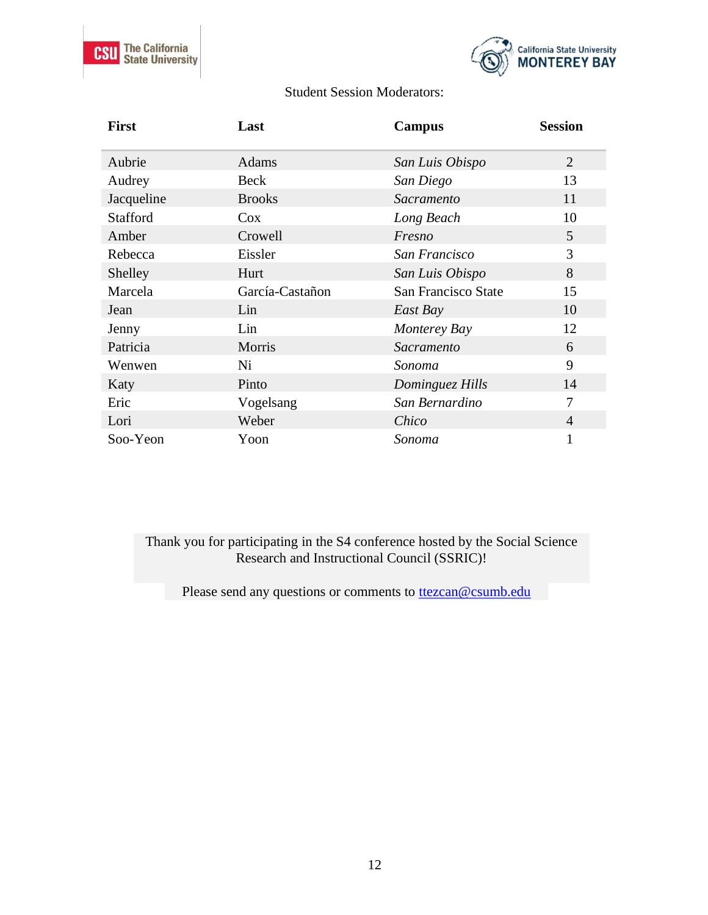Student Session Moderators:

| First | Last | Campus | Session |
|---|---|---|---|
| Aubrie | Adams | *San Luis Obispo* | 2 |
| Audrey | Beck | *San Diego* | 13 |
| Jacqueline | Brooks | *Sacramento* | 11 |
| Stafford | Cox | *Long Beach* | 10 |
| Amber | Crowell | *Fresno* | 5 |
| Rebecca | Eissler | *San Francisco* | 3 |
| Shelley | Hurt | *San Luis Obispo* | 8 |
| Marcela | García-Castañon | San Francisco State | 15 |
| Jean | Lin | *East Bay* | 10 |
| Jenny | Lin | *Monterey Bay* | 12 |
| Patricia | Morris | *Sacramento* | 6 |
| Wenwen | Ni | *Sonoma* | 9 |
| Katy | Pinto | *Dominguez Hills* | 14 |
| Eric | Vogelsang | *San Bernardino* | 7 |
| Lori | Weber | *Chico* | 4 |
| Soo-Yeon | Yoon | *Sonoma* | 1 |

Thank you for participating in the S4 conference hosted by the Social Science Research and Instructional Council (SSRIC)!

Please send any questions or comments to [ttezcan@csumb.edu](mailto:ttezcan@csumb.edu)